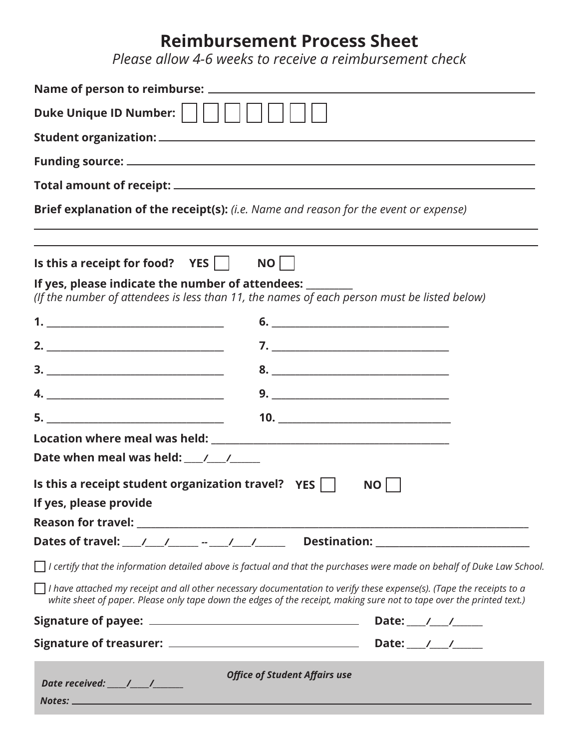# Reimbursement Process Sheet

*Please allow 4-6 weeks to receive a reimbursement check*

**Name of person to reimburse:** ______________________________

**Duke Unique ID Number:** ☐ ☐ ☐ ☐ ☐ ☐ ☐

**Student organization:** ______________________________

**Funding source:** ______________________________

**Total amount of receipt:** ______________________________

**Brief explanation of the receipt(s):** *(i.e. Name and reason for the event or expense)*

______________________________

______________________________

**Is this a receipt for food?** **YES** ☐ **NO** ☐

**If yes, please indicate the number of attendees:** _________

*(If the number of attendees is less than 11, the names of each person must be listed below)*

**1.** ______________________ **6.** ______________________

**2.** ______________________ **7.** ______________________

**3.** ______________________ **8.** ______________________

**4.** ______________________ **9.** ______________________

**5.** ______________________ **10.** ______________________

**Location where meal was held:** ______________________________

**Date when meal was held:** ____/____/______

**Is this a receipt student organization travel?** **YES** ☐ **NO** ☐

**If yes, please provide**

**Reason for travel:** ______________________________

**Dates of travel:** ____/____/______ -- ____/____/______ **Destination:** ______________________

☐ *I certify that the information detailed above is factual and that the purchases were made on behalf of Duke Law School.*

☐ *I have attached my receipt and all other necessary documentation to verify these expense(s). (Tape the receipts to a white sheet of paper. Please only tape down the edges of the receipt, making sure not to tape over the printed text.)*

**Signature of payee:** ______________________ **Date:** ____/____/______

**Signature of treasurer:** ______________________ **Date:** ____/____/______

***Office of Student Affairs use***

***Date received:*** ____/____/______

***Notes:*** ______________________________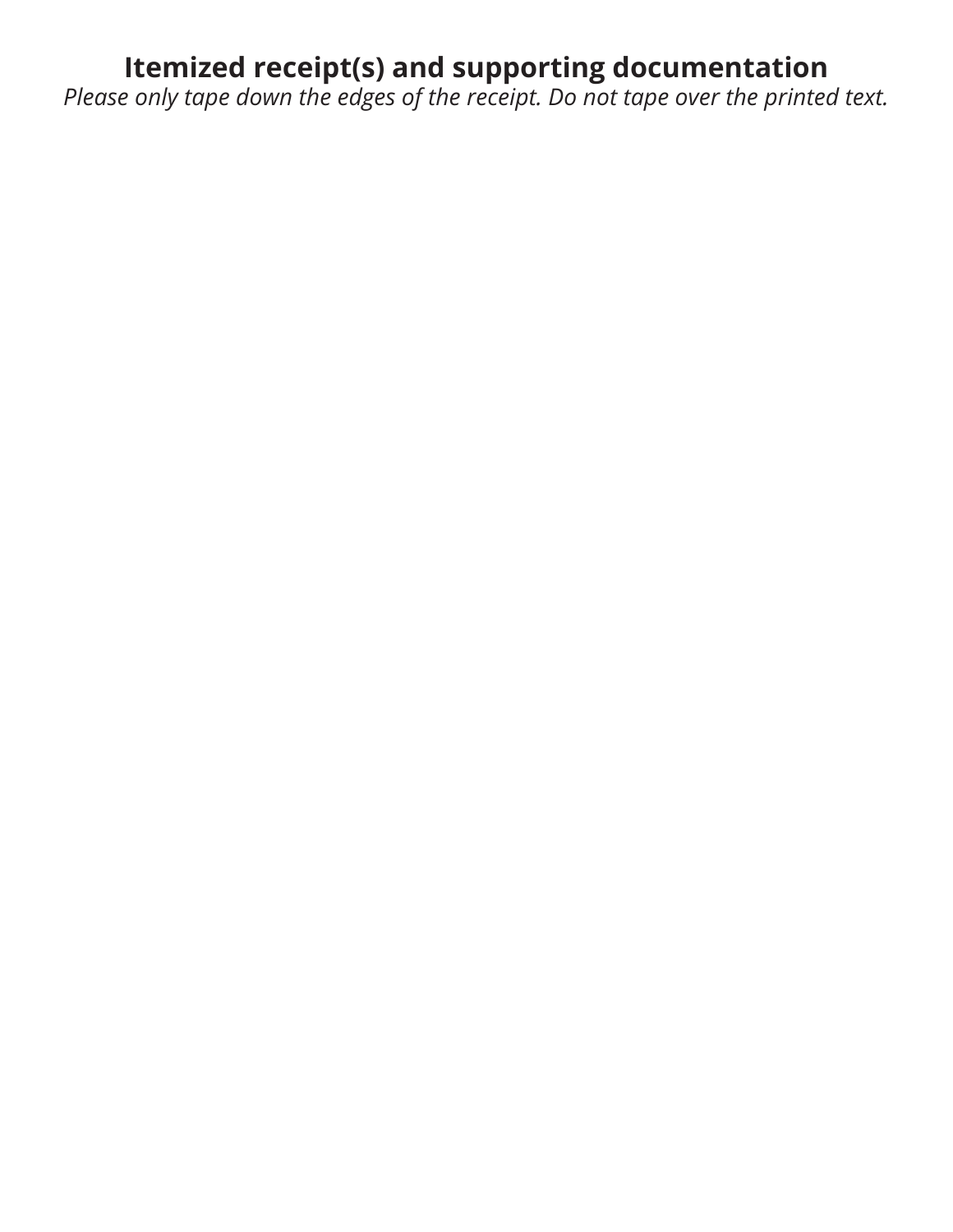## Itemized receipt(s) and supporting documentation

*Please only tape down the edges of the receipt. Do not tape over the printed text.*